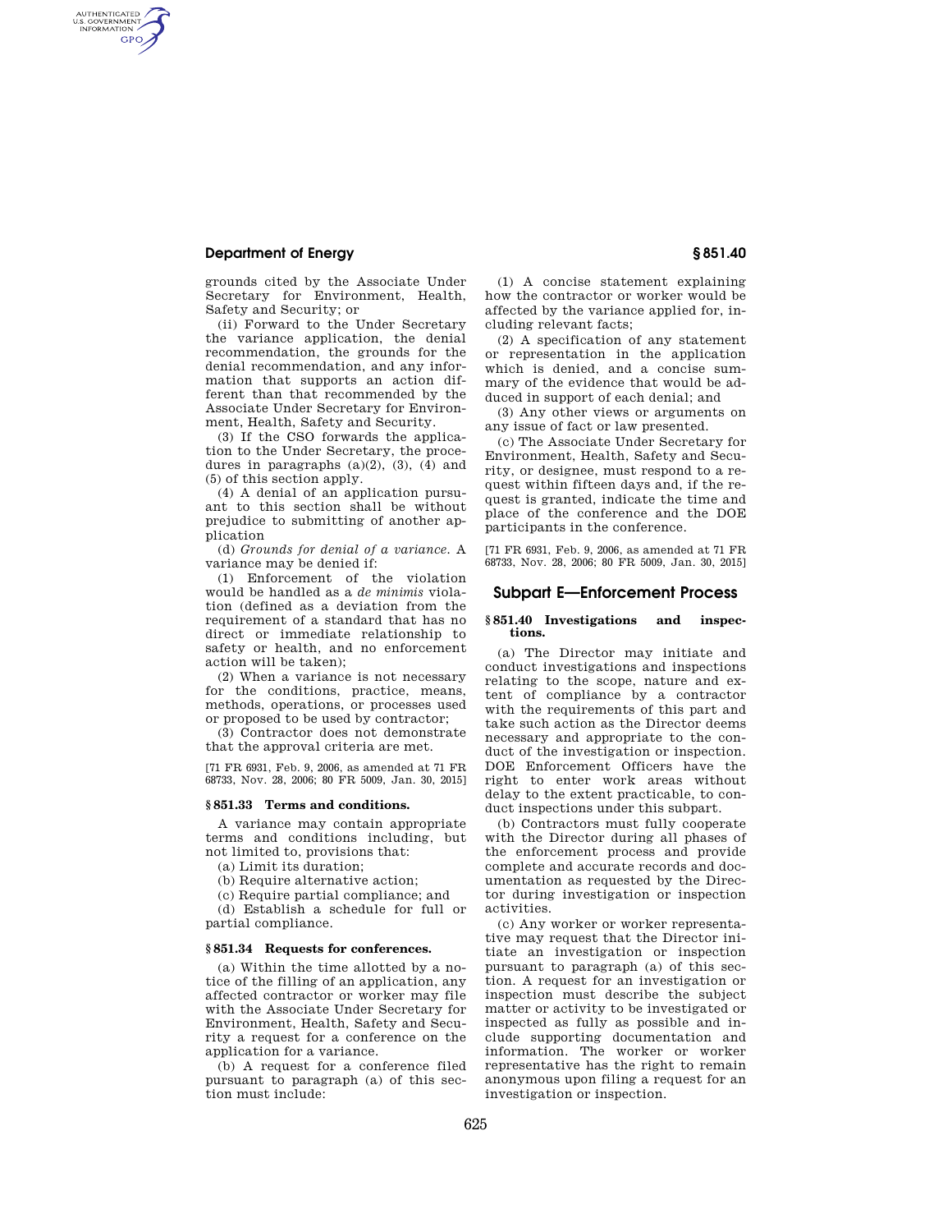grounds cited by the Associate Under Secretary for Environment, Health, Safety and Security; or

(ii) Forward to the Under Secretary the variance application, the denial recommendation, the grounds for the denial recommendation, and any information that supports an action different than that recommended by the Associate Under Secretary for Environment, Health, Safety and Security.

(3) If the CSO forwards the application to the Under Secretary, the procedures in paragraphs (a)(2), (3), (4) and (5) of this section apply.

(4) A denial of an application pursuant to this section shall be without prejudice to submitting of another application

(d) *Grounds for denial of a variance.* A variance may be denied if:

(1) Enforcement of the violation would be handled as a *de minimis* violation (defined as a deviation from the requirement of a standard that has no direct or immediate relationship to safety or health, and no enforcement action will be taken);

(2) When a variance is not necessary for the conditions, practice, means, methods, operations, or processes used or proposed to be used by contractor;

(3) Contractor does not demonstrate that the approval criteria are met.

[71 FR 6931, Feb. 9, 2006, as amended at 71 FR 68733, Nov. 28, 2006; 80 FR 5009, Jan. 30, 2015]

### § 851.33 Terms and conditions.

A variance may contain appropriate terms and conditions including, but not limited to, provisions that:

(a) Limit its duration;

(b) Require alternative action;

(c) Require partial compliance; and

(d) Establish a schedule for full or partial compliance.

### § 851.34 Requests for conferences.

(a) Within the time allotted by a notice of the filling of an application, any affected contractor or worker may file with the Associate Under Secretary for Environment, Health, Safety and Security a request for a conference on the application for a variance.

(b) A request for a conference filed pursuant to paragraph (a) of this section must include:

(1) A concise statement explaining how the contractor or worker would be affected by the variance applied for, including relevant facts;

(2) A specification of any statement or representation in the application which is denied, and a concise summary of the evidence that would be adduced in support of each denial; and

(3) Any other views or arguments on any issue of fact or law presented.

(c) The Associate Under Secretary for Environment, Health, Safety and Security, or designee, must respond to a request within fifteen days and, if the request is granted, indicate the time and place of the conference and the DOE participants in the conference.

[71 FR 6931, Feb. 9, 2006, as amended at 71 FR 68733, Nov. 28, 2006; 80 FR 5009, Jan. 30, 2015]

## Subpart E—Enforcement Process

### § 851.40 Investigations and inspections.

(a) The Director may initiate and conduct investigations and inspections relating to the scope, nature and extent of compliance by a contractor with the requirements of this part and take such action as the Director deems necessary and appropriate to the conduct of the investigation or inspection. DOE Enforcement Officers have the right to enter work areas without delay to the extent practicable, to conduct inspections under this subpart.

(b) Contractors must fully cooperate with the Director during all phases of the enforcement process and provide complete and accurate records and documentation as requested by the Director during investigation or inspection activities.

(c) Any worker or worker representative may request that the Director initiate an investigation or inspection pursuant to paragraph (a) of this section. A request for an investigation or inspection must describe the subject matter or activity to be investigated or inspected as fully as possible and include supporting documentation and information. The worker or worker representative has the right to remain anonymous upon filing a request for an investigation or inspection.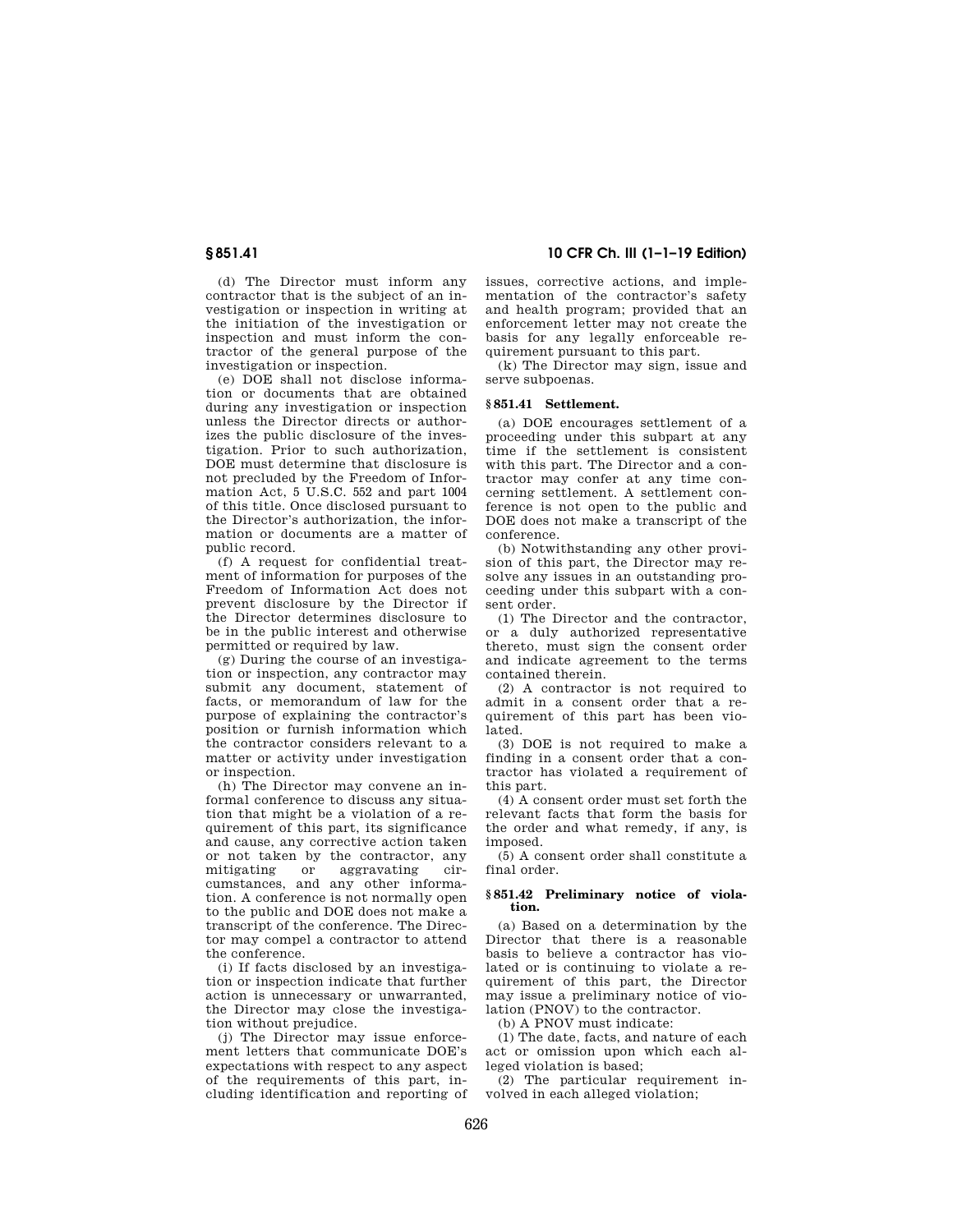(d) The Director must inform any contractor that is the subject of an investigation or inspection in writing at the initiation of the investigation or inspection and must inform the contractor of the general purpose of the investigation or inspection.

(e) DOE shall not disclose information or documents that are obtained during any investigation or inspection unless the Director directs or authorizes the public disclosure of the investigation. Prior to such authorization, DOE must determine that disclosure is not precluded by the Freedom of Information Act, 5 U.S.C. 552 and part 1004 of this title. Once disclosed pursuant to the Director's authorization, the information or documents are a matter of public record.

(f) A request for confidential treatment of information for purposes of the Freedom of Information Act does not prevent disclosure by the Director if the Director determines disclosure to be in the public interest and otherwise permitted or required by law.

(g) During the course of an investigation or inspection, any contractor may submit any document, statement of facts, or memorandum of law for the purpose of explaining the contractor's position or furnish information which the contractor considers relevant to a matter or activity under investigation or inspection.

(h) The Director may convene an informal conference to discuss any situation that might be a violation of a requirement of this part, its significance and cause, any corrective action taken or not taken by the contractor, any mitigating or aggravating circumstances, and any other information. A conference is not normally open to the public and DOE does not make a transcript of the conference. The Director may compel a contractor to attend the conference.

(i) If facts disclosed by an investigation or inspection indicate that further action is unnecessary or unwarranted, the Director may close the investigation without prejudice.

(j) The Director may issue enforcement letters that communicate DOE's expectations with respect to any aspect of the requirements of this part, including identification and reporting of issues, corrective actions, and implementation of the contractor's safety and health program; provided that an enforcement letter may not create the basis for any legally enforceable requirement pursuant to this part.

(k) The Director may sign, issue and serve subpoenas.

### § 851.41 Settlement.

(a) DOE encourages settlement of a proceeding under this subpart at any time if the settlement is consistent with this part. The Director and a contractor may confer at any time concerning settlement. A settlement conference is not open to the public and DOE does not make a transcript of the conference.

(b) Notwithstanding any other provision of this part, the Director may resolve any issues in an outstanding proceeding under this subpart with a consent order.

(1) The Director and the contractor, or a duly authorized representative thereto, must sign the consent order and indicate agreement to the terms contained therein.

(2) A contractor is not required to admit in a consent order that a requirement of this part has been violated.

(3) DOE is not required to make a finding in a consent order that a contractor has violated a requirement of this part.

(4) A consent order must set forth the relevant facts that form the basis for the order and what remedy, if any, is imposed.

(5) A consent order shall constitute a final order.

### § 851.42 Preliminary notice of violation.

(a) Based on a determination by the Director that there is a reasonable basis to believe a contractor has violated or is continuing to violate a requirement of this part, the Director may issue a preliminary notice of violation (PNOV) to the contractor.

(b) A PNOV must indicate:

(1) The date, facts, and nature of each act or omission upon which each alleged violation is based;

(2) The particular requirement involved in each alleged violation;